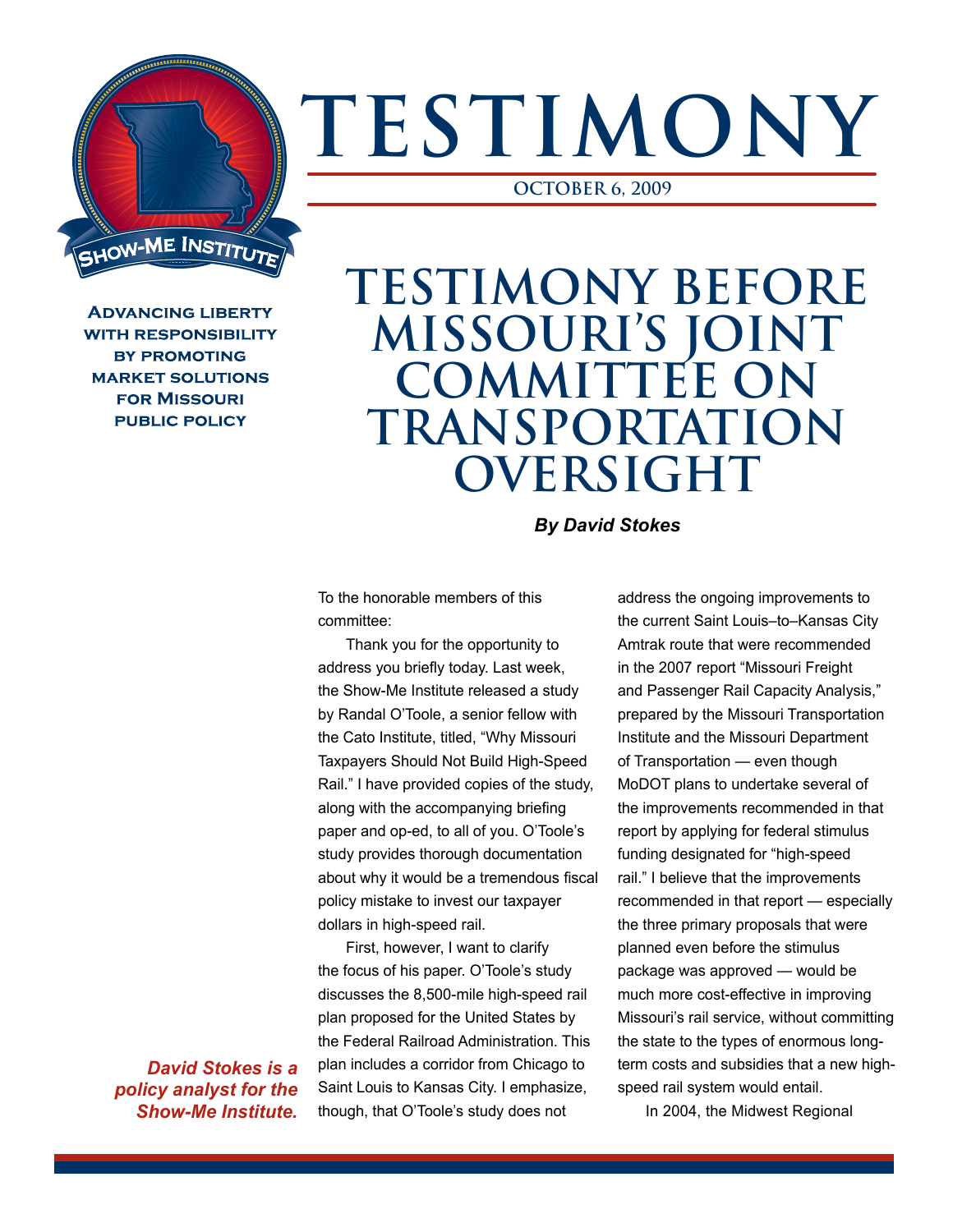# TESTIMONY

OCTOBER 6, 2009

SHOW-ME INSTITUTE

**Advancing liberty with responsibility by promoting market solutions for Missouri public policy**

# TESTIMONY BEFORE MISSOURI'S JOINT COMMITTEE ON TRANSPORTATION OVERSIGHT

***By David Stokes***

*David Stokes is a policy analyst for the Show-Me Institute.*

To the honorable members of this committee:

Thank you for the opportunity to address you briefly today. Last week, the Show-Me Institute released a study by Randal O'Toole, a senior fellow with the Cato Institute, titled, "Why Missouri Taxpayers Should Not Build High-Speed Rail." I have provided copies of the study, along with the accompanying briefing paper and op-ed, to all of you. O'Toole's study provides thorough documentation about why it would be a tremendous fiscal policy mistake to invest our taxpayer dollars in high-speed rail.

First, however, I want to clarify the focus of his paper. O'Toole's study discusses the 8,500-mile high-speed rail plan proposed for the United States by the Federal Railroad Administration. This plan includes a corridor from Chicago to Saint Louis to Kansas City. I emphasize, though, that O'Toole's study does not address the ongoing improvements to the current Saint Louis–to–Kansas City Amtrak route that were recommended in the 2007 report "Missouri Freight and Passenger Rail Capacity Analysis," prepared by the Missouri Transportation Institute and the Missouri Department of Transportation — even though MoDOT plans to undertake several of the improvements recommended in that report by applying for federal stimulus funding designated for "high-speed rail." I believe that the improvements recommended in that report — especially the three primary proposals that were planned even before the stimulus package was approved — would be much more cost-effective in improving Missouri's rail service, without committing the state to the types of enormous long-term costs and subsidies that a new high-speed rail system would entail.

In 2004, the Midwest Regional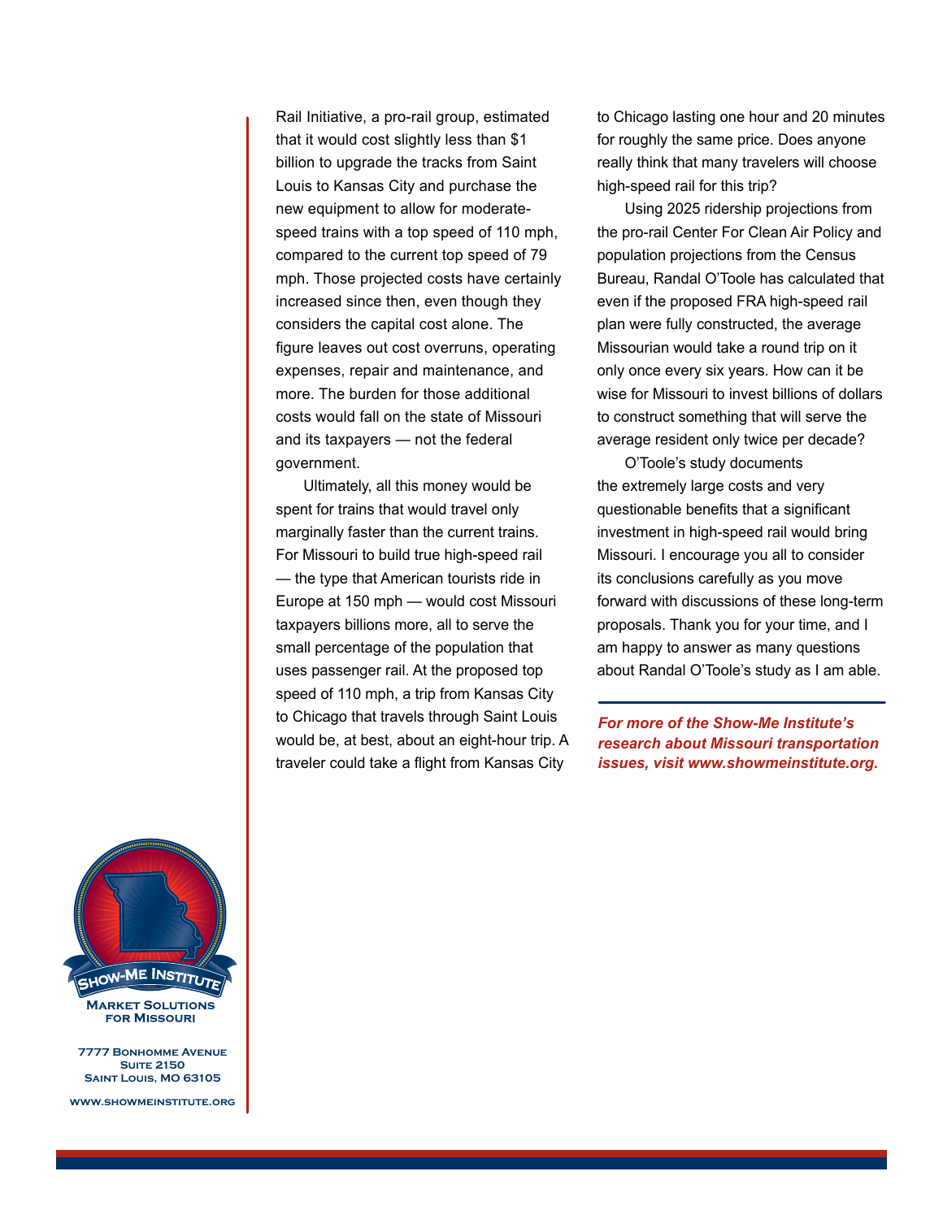Rail Initiative, a pro-rail group, estimated that it would cost slightly less than $1 billion to upgrade the tracks from Saint Louis to Kansas City and purchase the new equipment to allow for moderate-speed trains with a top speed of 110 mph, compared to the current top speed of 79 mph. Those projected costs have certainly increased since then, even though they considers the capital cost alone. The figure leaves out cost overruns, operating expenses, repair and maintenance, and more. The burden for those additional costs would fall on the state of Missouri and its taxpayers — not the federal government.

Ultimately, all this money would be spent for trains that would travel only marginally faster than the current trains. For Missouri to build true high-speed rail — the type that American tourists ride in Europe at 150 mph — would cost Missouri taxpayers billions more, all to serve the small percentage of the population that uses passenger rail. At the proposed top speed of 110 mph, a trip from Kansas City to Chicago that travels through Saint Louis would be, at best, about an eight-hour trip. A traveler could take a flight from Kansas City to Chicago lasting one hour and 20 minutes for roughly the same price. Does anyone really think that many travelers will choose high-speed rail for this trip?

Using 2025 ridership projections from the pro-rail Center For Clean Air Policy and population projections from the Census Bureau, Randal O'Toole has calculated that even if the proposed FRA high-speed rail plan were fully constructed, the average Missourian would take a round trip on it only once every six years. How can it be wise for Missouri to invest billions of dollars to construct something that will serve the average resident only twice per decade?

O'Toole's study documents the extremely large costs and very questionable benefits that a significant investment in high-speed rail would bring Missouri. I encourage you all to consider its conclusions carefully as you move forward with discussions of these long-term proposals. Thank you for your time, and I am happy to answer as many questions about Randal O'Toole's study as I am able.

***For more of the Show-Me Institute's research about Missouri transportation issues, visit www.showmeinstitute.org.***

Show-Me Institute
Market Solutions for Missouri

7777 Bonhomme Avenue
Suite 2150
Saint Louis, MO 63105

www.showmeinstitute.org